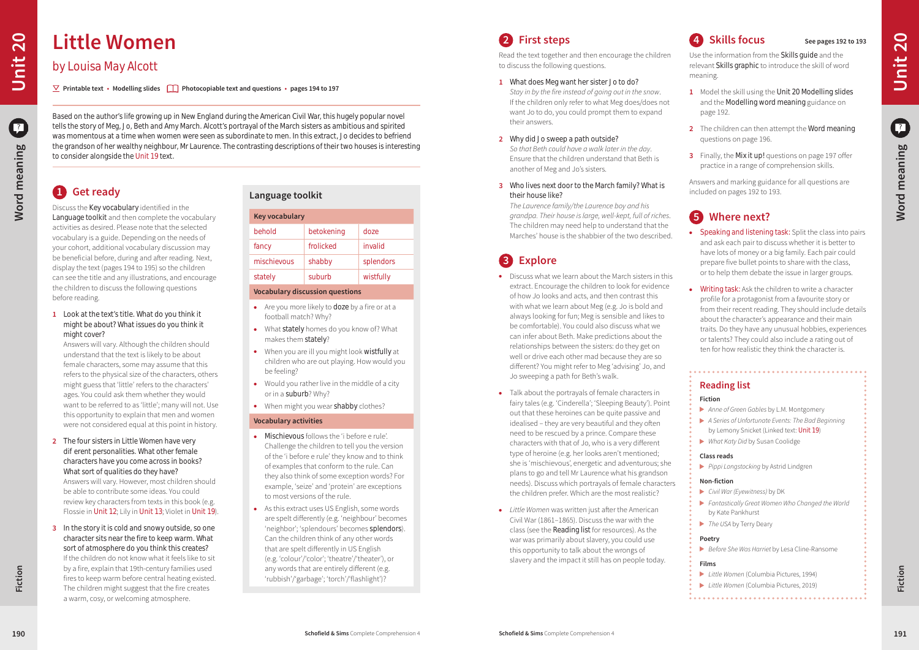# Little Women

## by Louisa May Alcott

Printable text • Modelling slides   Photocopiable text and questions • pages 194 to 197

Based on the author's life growing up in New England during the American Civil War, this hugely popular novel tells the story of Meg, Jo, Beth and Amy March. Alcott's portrayal of the March sisters as ambitious and spirited was momentous at a time when women were seen as subordinate to men. In this extract, Jo decides to befriend the grandson of her wealthy neighbour, Mr Laurence. The contrasting descriptions of their two houses is interesting to consider alongside the Unit 19 text.

## 1 Get ready

Discuss the **Key vocabulary** identified in the **Language toolkit** and then complete the vocabulary activities as desired. Please note that the selected vocabulary is a guide. Depending on the needs of your cohort, additional vocabulary discussion may be beneficial before, during and after reading. Next, display the text (pages 194 to 195) so the children can see the title and any illustrations, and encourage the children to discuss the following questions before reading.

1. Look at the text's title. What do you think it might be about? What issues do you think it might cover?
   Answers will vary. Although the children should understand that the text is likely to be about female characters, some may assume that this refers to the physical size of the characters, others might guess that 'little' refers to the characters' ages. You could ask them whether they would want to be referred to as 'little'; many will not. Use this opportunity to explain that men and women were not considered equal at this point in history.

2. The four sisters in Little Women have very different personalities. What other female characters have you come across in books? What sort of qualities do they have?
   Answers will vary. However, most children should be able to contribute some ideas. You could review key characters from texts in this book (e.g. Flossie in Unit 12; Lily in Unit 13; Violet in Unit 19).

3. In the story it is cold and snowy outside, so one character sits near the fire to keep warm. What sort of atmosphere do you think this creates?
   If the children do not know what it feels like to sit by a fire, explain that 19th-century families used fires to keep warm before central heating existed. The children might suggest that the fire creates a warm, cosy, or welcoming atmosphere.

### Language toolkit

**Key vocabulary**

| | | |
|---|---|---|
| behold | betokening | doze |
| fancy | frolicked | invalid |
| mischievous | shabby | splendors |
| stately | suburb | wistfully |

**Vocabulary discussion questions**

- Are you more likely to **doze** by a fire or at a football match? Why?
- What **stately** homes do you know of? What makes them **stately**?
- When you are ill you might look **wistfully** at children who are out playing. How would you be feeling?
- Would you rather live in the middle of a city or in a **suburb**? Why?
- When might you wear **shabby** clothes?

**Vocabulary activities**

- **Mischievous** follows the 'i before e rule'. Challenge the children to tell you the version of the 'i before e rule' they know and to think of examples that conform to the rule. Can they also think of some exception words? For example, 'seize' and 'protein' are exceptions to most versions of the rule.
- As this extract uses US English, some words are spelt differently (e.g. 'neighbour' becomes 'neighbor'; 'splendours' becomes **splendors**). Can the children think of any other words that are spelt differently in US English (e.g. 'colour'/'color'; 'theatre'/'theater'), or any words that are entirely different (e.g. 'rubbish'/'garbage'; 'torch'/'flashlight')?

## 2 First steps

Read the text together and then encourage the children to discuss the following questions.

1. What does Meg want her sister Jo to do?
   *Stay in by the fire instead of going out in the snow.* If the children only refer to what Meg does/does not want Jo to do, you could prompt them to expand their answers.

2. Why did Jo sweep a path outside?
   *So that Beth could have a walk later in the day.* Ensure that the children understand that Beth is another of Meg and Jo's sisters.

3. Who lives next door to the March family? What is their house like?
   *The Laurence family/the Laurence boy and his grandpa. Their house is large, well-kept, full of riches.* The children may need help to understand that the Marches' house is the shabbier of the two described.

## 3 Explore

- Discuss what we learn about the March sisters in this extract. Encourage the children to look for evidence of how Jo looks and acts, and then contrast this with what we learn about Meg (e.g. Jo is bold and always looking for fun; Meg is sensible and likes to be comfortable). You could also discuss what we can infer about Beth. Make predictions about the relationships between the sisters: do they get on well or drive each other mad because they are so different? You might refer to Meg 'advising' Jo, and Jo sweeping a path for Beth's walk.
- Talk about the portrayals of female characters in fairy tales (e.g. 'Cinderella'; 'Sleeping Beauty'). Point out that these heroines can be quite passive and idealised – they are very beautiful and they often need to be rescued by a prince. Compare these characters with that of Jo, who is a very different type of heroine (e.g. her looks aren't mentioned; she is 'mischievous', energetic and adventurous; she plans to go and tell Mr Laurence what his grandson needs). Discuss which portrayals of female characters the children prefer. Which are the most realistic?
- *Little Women* was written just after the American Civil War (1861–1865). Discuss the war with the class (see the **Reading list** for resources). As the war was primarily about slavery, you could use this opportunity to talk about the wrongs of slavery and the impact it still has on people today.

## 4 Skills focus

See pages 192 to 193

Use the information from the **Skills guide** and the relevant **Skills graphic** to introduce the skill of word meaning.

1. Model the skill using the **Unit 20 Modelling slides** and the **Modelling word meaning** guidance on page 192.
2. The children can then attempt the **Word meaning** questions on page 196.
3. Finally, the **Mix it up!** questions on page 197 offer practice in a range of comprehension skills.

Answers and marking guidance for all questions are included on pages 192 to 193.

## 5 Where next?

- **Speaking and listening task:** Split the class into pairs and ask each pair to discuss whether it is better to have lots of money or a big family. Each pair could prepare five bullet points to share with the class, or to help them debate the issue in larger groups.
- **Writing task:** Ask the children to write a character profile for a protagonist from a favourite story or from their recent reading. They should include details about the character's appearance and their main traits. Do they have any unusual hobbies, experiences or talents? They could also include a rating out of ten for how realistic they think the character is.

### Reading list

**Fiction**
- *Anne of Green Gables* by L.M. Montgomery
- *A Series of Unfortunate Events: The Bad Beginning* by Lemony Snicket (Linked text: Unit 19)
- *What Katy Did* by Susan Coolidge

**Class reads**
- *Pippi Longstocking* by Astrid Lindgren

**Non-fiction**
- *Civil War (Eyewitness)* by DK
- *Fantastically Great Women Who Changed the World* by Kate Pankhurst
- *The USA* by Terry Deary

**Poetry**
- *Before She Was Harriet* by Lesa Cline-Ransome

**Films**
- *Little Women* (Columbia Pictures, 1994)
- *Little Women* (Columbia Pictures, 2019)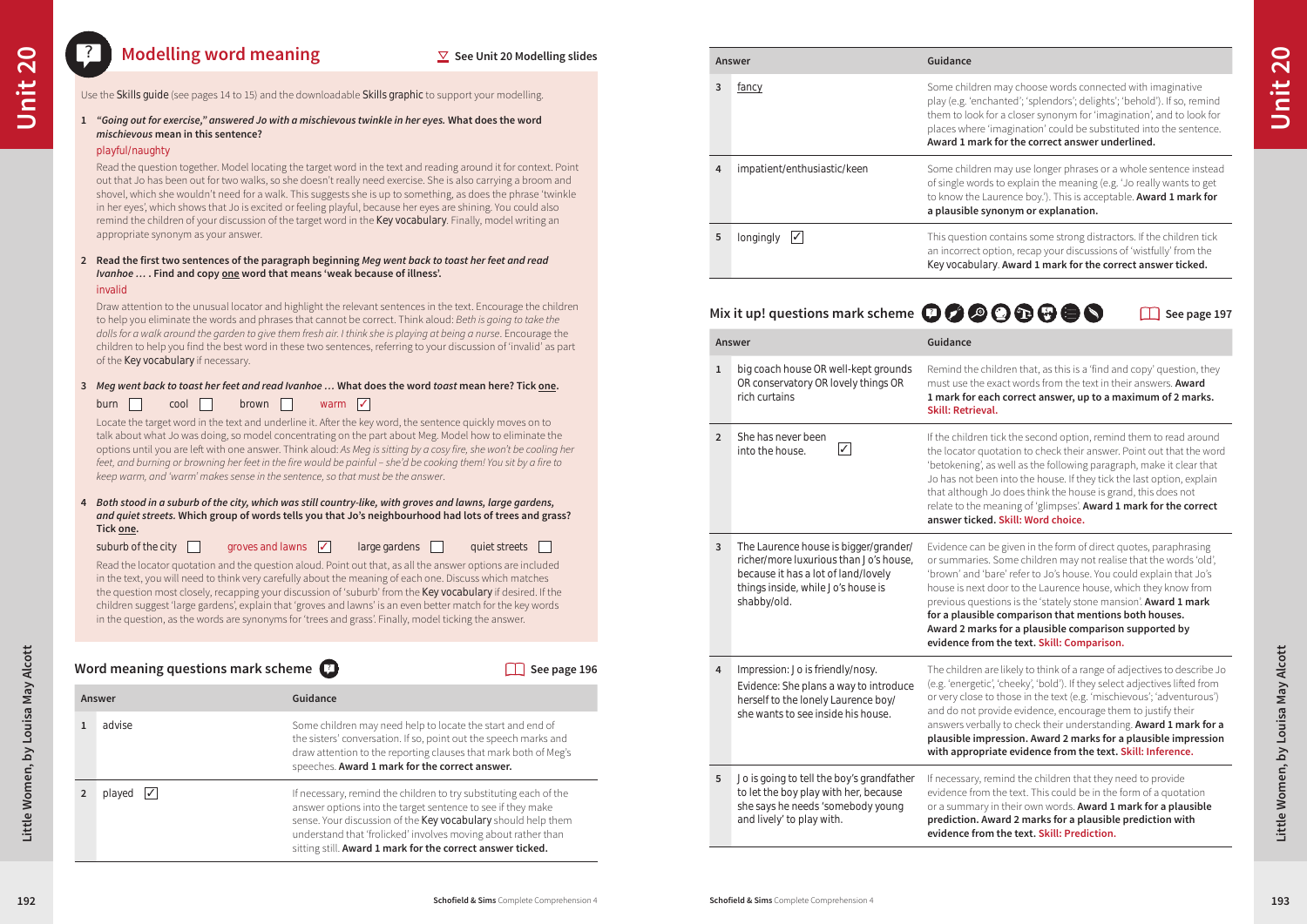## Modelling word meaning

See Unit 20 Modelling slides

Use the Skills guide (see pages 14 to 15) and the downloadable Skills graphic to support your modelling.

**1** ***"Going out for exercise," answered Jo with a mischievous twinkle in her eyes.*** **What does the word *mischievous* mean in this sentence?**

playful/naughty

Read the question together. Model locating the target word in the text and reading around it for context. Point out that Jo has been out for two walks, so she doesn't really need exercise. She is also carrying a broom and shovel, which she wouldn't need for a walk. This suggests she is up to something, as does the phrase 'twinkle in her eyes', which shows that Jo is excited or feeling playful, because her eyes are shining. You could also remind the children of your discussion of the target word in the Key vocabulary. Finally, model writing an appropriate synonym as your answer.

**2** **Read the first two sentences of the paragraph beginning *Meg went back to toast her feet and read Ivanhoe …* . Find and copy one word that means 'weak because of illness'.**

invalid

Draw attention to the unusual locator and highlight the relevant sentences in the text. Encourage the children to help you eliminate the words and phrases that cannot be correct. Think aloud: *Beth is going to take the dolls for a walk around the garden to give them fresh air. I think she is playing at being a nurse.* Encourage the children to help you find the best word in these two sentences, referring to your discussion of 'invalid' as part of the Key vocabulary if necessary.

**3** ***Meg went back to toast her feet and read Ivanhoe …*** **What does the word *toast* mean here? Tick one.**

burn ☐ cool ☐ brown ☐ warm ☑

Locate the target word in the text and underline it. After the key word, the sentence quickly moves on to talk about what Jo was doing, so model concentrating on the part about Meg. Model how to eliminate the options until you are left with one answer. Think aloud: *As Meg is sitting by a cosy fire, she won't be cooling her feet, and burning or browning her feet in the fire would be painful – she'd be cooking them! You sit by a fire to keep warm, and 'warm' makes sense in the sentence, so that must be the answer.*

**4** ***Both stood in a suburb of the city, which was still country-like, with groves and lawns, large gardens, and quiet streets.*** **Which group of words tells you that Jo's neighbourhood had lots of trees and grass? Tick one.**

suburb of the city ☐ groves and lawns ☑ large gardens ☐ quiet streets ☐

Read the locator quotation and the question aloud. Point out that, as all the answer options are included in the text, you will need to think very carefully about the meaning of each one. Discuss which matches the question most closely, recapping your discussion of 'suburb' from the Key vocabulary if desired. If the children suggest 'large gardens', explain that 'groves and lawns' is an even better match for the key words in the question, as the words are synonyms for 'trees and grass'. Finally, model ticking the answer.

## Word meaning questions mark scheme

See page 196

| | Answer | Guidance |
|---|---|---|
| 1 | advise | Some children may need help to locate the start and end of the sisters' conversation. If so, point out the speech marks and draw attention to the reporting clauses that mark both of Meg's speeches. **Award 1 mark for the correct answer.** |
| 2 | played ☑ | If necessary, remind the children to try substituting each of the answer options into the target sentence to see if they make sense. Your discussion of the Key vocabulary should help them understand that 'frolicked' involves moving about rather than sitting still. **Award 1 mark for the correct answer ticked.** |
| 3 | <u>fancy</u> | Some children may choose words connected with imaginative play (e.g. 'enchanted'; 'splendors'; delights'; 'behold'). If so, remind them to look for a closer synonym for 'imagination', and to look for places where 'imagination' could be substituted into the sentence. **Award 1 mark for the correct answer underlined.** |
| 4 | impatient/enthusiastic/keen | Some children may use longer phrases or a whole sentence instead of single words to explain the meaning (e.g. 'Jo really wants to get to know the Laurence boy.'). This is acceptable. **Award 1 mark for a plausible synonym or explanation.** |
| 5 | longingly ☑ | This question contains some strong distractors. If the children tick an incorrect option, recap your discussions of 'wistfully' from the Key vocabulary. **Award 1 mark for the correct answer ticked.** |

## Mix it up! questions mark scheme

See page 197

| | Answer | Guidance |
|---|---|---|
| 1 | big coach house OR well-kept grounds OR conservatory OR lovely things OR rich curtains | Remind the children that, as this is a 'find and copy' question, they must use the exact words from the text in their answers. **Award 1 mark for each correct answer, up to a maximum of 2 marks. Skill: Retrieval.** |
| 2 | She has never been into the house. ☑ | If the children tick the second option, remind them to read around the locator quotation to check their answer. Point out that the word 'betokening', as well as the following paragraph, make it clear that Jo has not been into the house. If they tick the last option, explain that although Jo does think the house is grand, this does not relate to the meaning of 'glimpses'. **Award 1 mark for the correct answer ticked. Skill: Word choice.** |
| 3 | The Laurence house is bigger/grander/richer/more luxurious than Jo's house, because it has a lot of land/lovely things inside, while Jo's house is shabby/old. | Evidence can be given in the form of direct quotes, paraphrasing or summaries. Some children may not realise that the words 'old', 'brown' and 'bare' refer to Jo's house. You could explain that Jo's house is next door to the Laurence house, which they know from previous questions is the 'stately stone mansion'. **Award 1 mark for a plausible comparison that mentions both houses. Award 2 marks for a plausible comparison supported by evidence from the text. Skill: Comparison.** |
| 4 | Impression: Jo is friendly/nosy. Evidence: She plans a way to introduce herself to the lonely Laurence boy/ she wants to see inside his house. | The children are likely to think of a range of adjectives to describe Jo (e.g. 'energetic', 'cheeky', 'bold'). If they select adjectives lifted from or very close to those in the text (e.g. 'mischievous'; 'adventurous') and do not provide evidence, encourage them to justify their answers verbally to check their understanding. **Award 1 mark for a plausible impression. Award 2 marks for a plausible impression with appropriate evidence from the text. Skill: Inference.** |
| 5 | Jo is going to tell the boy's grandfather to let the boy play with her, because she says he needs 'somebody young and lively' to play with. | If necessary, remind the children that they need to provide evidence from the text. This could be in the form of a quotation or a summary in their own words. **Award 1 mark for a plausible prediction. Award 2 marks for a plausible prediction with evidence from the text. Skill: Prediction.** |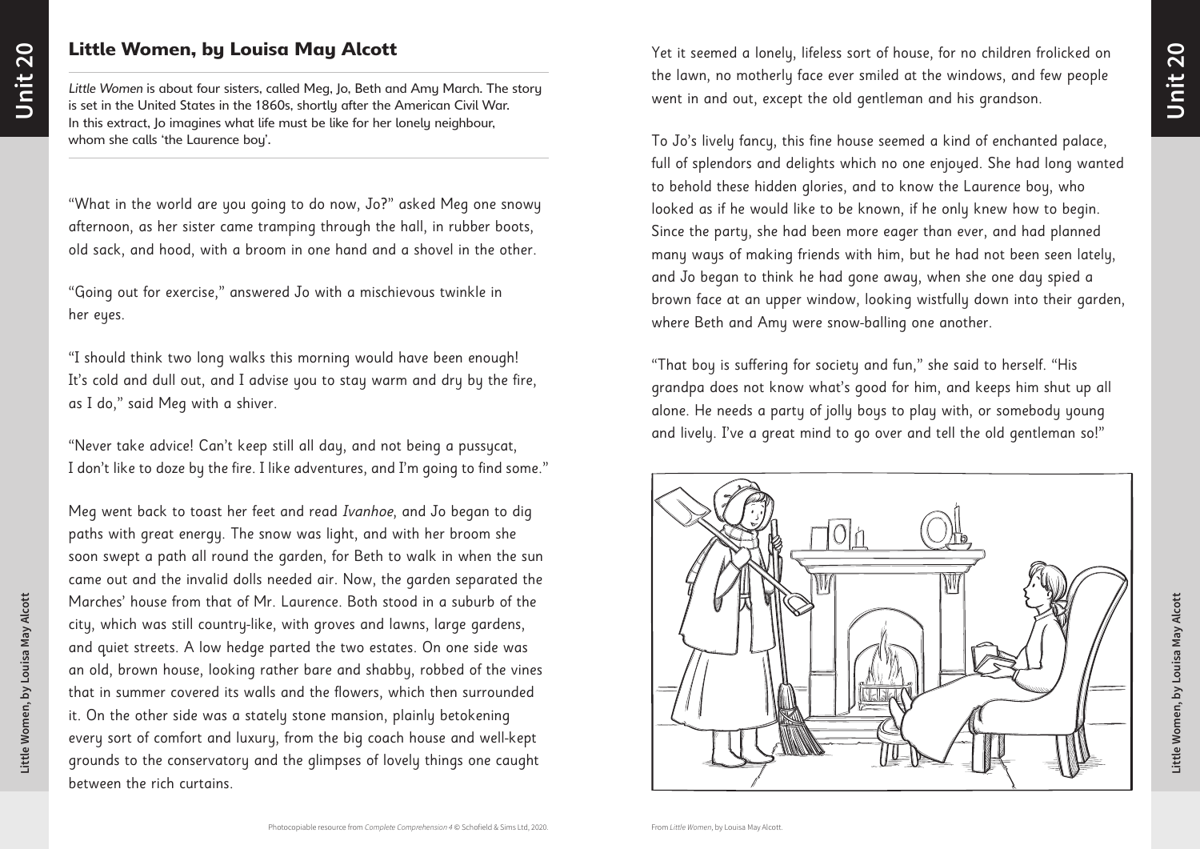## Little Women, by Louisa May Alcott

*Little Women* is about four sisters, called Meg, Jo, Beth and Amy March. The story is set in the United States in the 1860s, shortly after the American Civil War. In this extract, Jo imagines what life must be like for her lonely neighbour, whom she calls 'the Laurence boy'.

"What in the world are you going to do now, Jo?" asked Meg one snowy afternoon, as her sister came tramping through the hall, in rubber boots, old sack, and hood, with a broom in one hand and a shovel in the other.

"Going out for exercise," answered Jo with a mischievous twinkle in her eyes.

"I should think two long walks this morning would have been enough! It's cold and dull out, and I advise you to stay warm and dry by the fire, as I do," said Meg with a shiver.

"Never take advice! Can't keep still all day, and not being a pussycat, I don't like to doze by the fire. I like adventures, and I'm going to find some."

Meg went back to toast her feet and read *Ivanhoe*, and Jo began to dig paths with great energy. The snow was light, and with her broom she soon swept a path all round the garden, for Beth to walk in when the sun came out and the invalid dolls needed air. Now, the garden separated the Marches' house from that of Mr. Laurence. Both stood in a suburb of the city, which was still country-like, with groves and lawns, large gardens, and quiet streets. A low hedge parted the two estates. On one side was an old, brown house, looking rather bare and shabby, robbed of the vines that in summer covered its walls and the flowers, which then surrounded it. On the other side was a stately stone mansion, plainly betokening every sort of comfort and luxury, from the big coach house and well-kept grounds to the conservatory and the glimpses of lovely things one caught between the rich curtains.

Yet it seemed a lonely, lifeless sort of house, for no children frolicked on the lawn, no motherly face ever smiled at the windows, and few people went in and out, except the old gentleman and his grandson.

To Jo's lively fancy, this fine house seemed a kind of enchanted palace, full of splendors and delights which no one enjoyed. She had long wanted to behold these hidden glories, and to know the Laurence boy, who looked as if he would like to be known, if he only knew how to begin. Since the party, she had been more eager than ever, and had planned many ways of making friends with him, but he had not been seen lately, and Jo began to think he had gone away, when she one day spied a brown face at an upper window, looking wistfully down into their garden, where Beth and Amy were snow-balling one another.

"That boy is suffering for society and fun," she said to herself. "His grandpa does not know what's good for him, and keeps him shut up all alone. He needs a party of jolly boys to play with, or somebody young and lively. I've a great mind to go over and tell the old gentleman so!"

From *Little Women*, by Louisa May Alcott.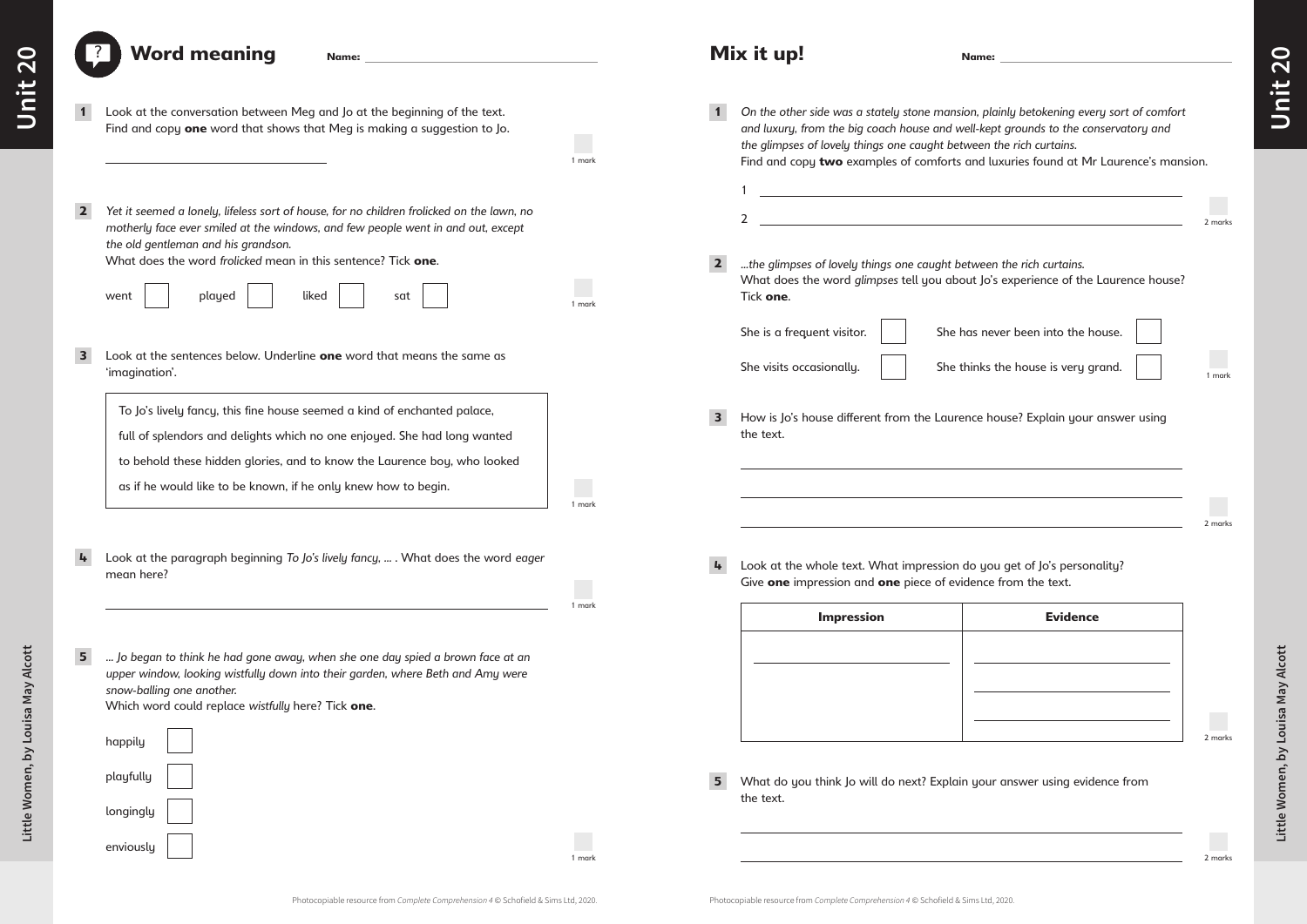# Word meaning

Name: ______________________________

**1** Look at the conversation between Meg and Jo at the beginning of the text. Find and copy **one** word that shows that Meg is making a suggestion to Jo.

______________________________

1 mark

**2** *Yet it seemed a lonely, lifeless sort of house, for no children frolicked on the lawn, no motherly face ever smiled at the windows, and few people went in and out, except the old gentleman and his grandson.*
What does the word *frolicked* mean in this sentence? Tick **one**.

went ☐ played ☐ liked ☐ sat ☐

1 mark

**3** Look at the sentences below. Underline **one** word that means the same as 'imagination'.

> To Jo's lively fancy, this fine house seemed a kind of enchanted palace, full of splendors and delights which no one enjoyed. She had long wanted to behold these hidden glories, and to know the Laurence boy, who looked as if he would like to be known, if he only knew how to begin.

1 mark

**4** Look at the paragraph beginning *To Jo's lively fancy, ...* . What does the word *eager* mean here?

______________________________

1 mark

**5** *... Jo began to think he had gone away, when she one day spied a brown face at an upper window, looking wistfully down into their garden, where Beth and Amy were snow-balling one another.*
Which word could replace *wistfully* here? Tick **one**.

happily ☐
playfully ☐
longingly ☐
enviously ☐

1 mark

# Mix it up!

Name: ______________________________

**1** *On the other side was a stately stone mansion, plainly betokening every sort of comfort and luxury, from the big coach house and well-kept grounds to the conservatory and the glimpses of lovely things one caught between the rich curtains.*
Find and copy **two** examples of comforts and luxuries found at Mr Laurence's mansion.

1 ______________________________

2 ______________________________

2 marks

**2** *...the glimpses of lovely things one caught between the rich curtains.*
What does the word *glimpses* tell you about Jo's experience of the Laurence house? Tick **one**.

She is a frequent visitor. ☐
She has never been into the house. ☐
She visits occasionally. ☐
She thinks the house is very grand. ☐

1 mark

**3** How is Jo's house different from the Laurence house? Explain your answer using the text.

______________________________

______________________________

______________________________

2 marks

**4** Look at the whole text. What impression do you get of Jo's personality? Give **one** impression and **one** piece of evidence from the text.

| Impression | Evidence |
| --- | --- |
| | |

2 marks

**5** What do you think Jo will do next? Explain your answer using evidence from the text.

______________________________

______________________________

2 marks

Photocopiable resource from *Complete Comprehension 4* © Schofield & Sims Ltd, 2020.